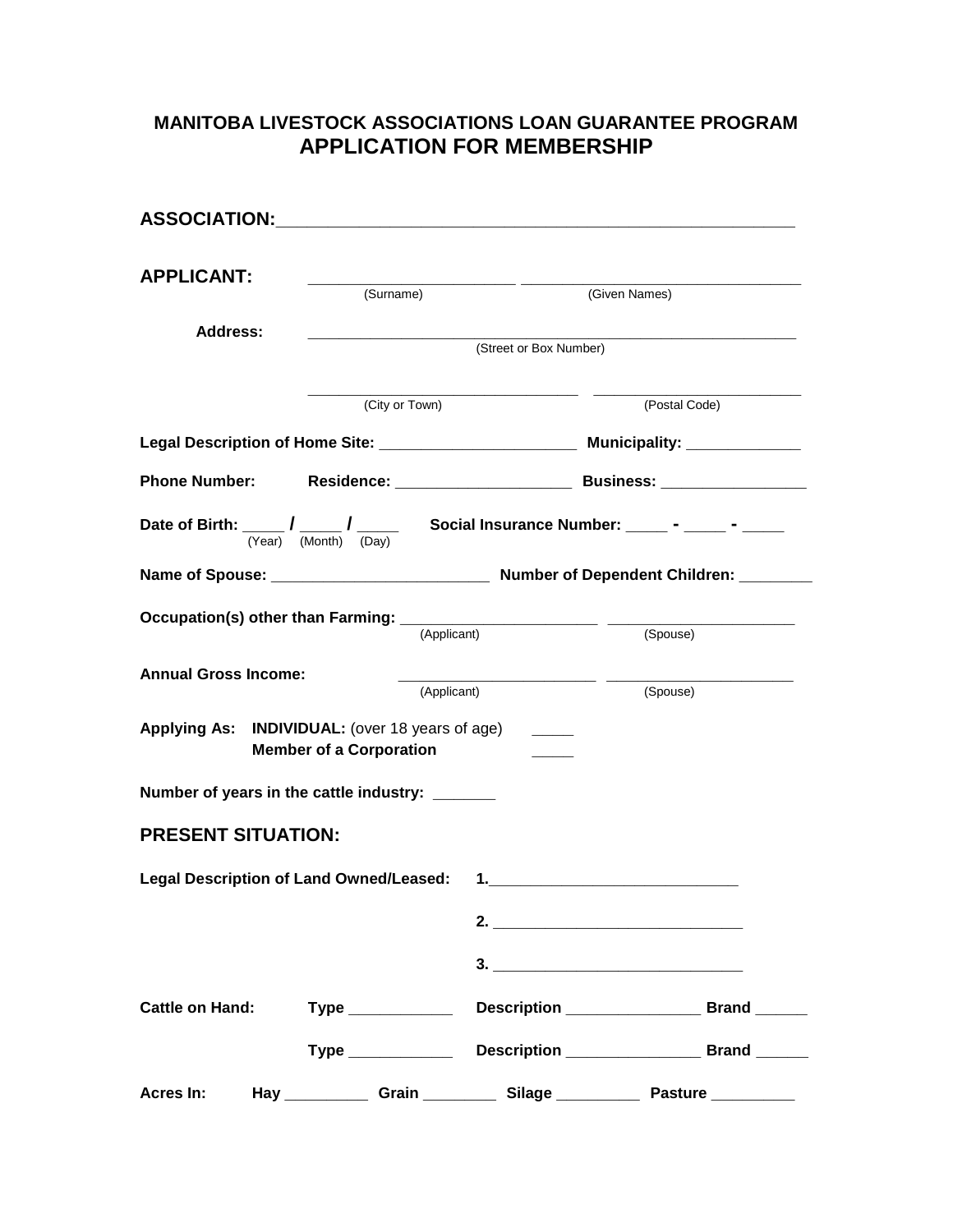## MANITOBA LIVESTOCK ASSOCIATIONS LOAN GUARANTEE PROGRAM

# APPLICATION FOR MEMBERSHIP

**ASSOCIATION:**______________________________________________________

**APPLICANT:** ______________________ ______________________________

(Surname) (Given Names)

**Address:** ______________________________________________________

(Street or Box Number)

______________________________ ______________________

(City or Town) (Postal Code)

**Legal Description of Home Site:** _____________________ **Municipality:** ____________

**Phone Number:** **Residence:** ___________________ **Business:** ________________

**Date of Birth:** ____ **/** ____ **/** ____ **Social Insurance Number:** ____ **-** ____ **-** ____

(Year) (Month) (Day)

**Name of Spouse:** ______________________ **Number of Dependent Children:** ________

**Occupation(s) other than Farming:** ____________________ ____________________

(Applicant) (Spouse)

**Annual Gross Income:** ____________________ ____________________

(Applicant) (Spouse)

**Applying As:** **INDIVIDUAL:** (over 18 years of age) _____

**Member of a Corporation** _____

**Number of years in the cattle industry:** _______

## PRESENT SITUATION:

**Legal Description of Land Owned/Leased:** **1.**__________________________

**2.** __________________________

**3.** __________________________

**Cattle on Hand:** **Type** ___________ **Description** _______________ **Brand** ______

**Type** ___________ **Description** _______________ **Brand** ______

**Acres In:** **Hay** _________ **Grain** ________ **Silage** _________ **Pasture** _________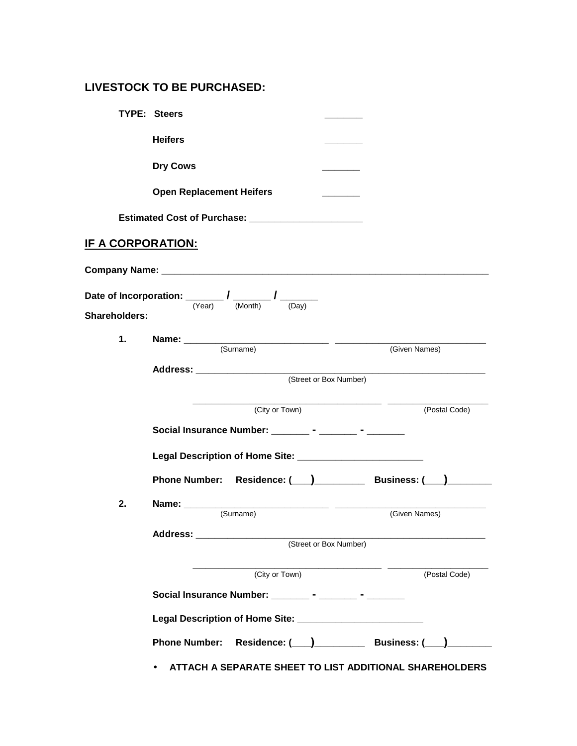**LIVESTOCK TO BE PURCHASED:**

**TYPE:** **Steers** _______

**Heifers** _______

**Dry Cows** _______

**Open Replacement Heifers** _______

**Estimated Cost of Purchase:** ______________________

## IF A CORPORATION:

**Company Name:** ________________________________________________________________

**Date of Incorporation:** _______ **/** _______ **/** _______
(Year) (Month) (Day)

**Shareholders:**

**1.** **Name:** ____________________________ ____________________________
(Surname) (Given Names)

**Address:** ________________________________________________________
(Street or Box Number)

_____________________________________ ____________________
(City or Town) (Postal Code)

**Social Insurance Number:** _______ **-** _______ **-** _______

**Legal Description of Home Site:** ________________________

**Phone Number:** **Residence: (___)**_________ **Business: (___)**________

**2.** **Name:** ____________________________ ____________________________
(Surname) (Given Names)

**Address:** ________________________________________________________
(Street or Box Number)

_____________________________________ ____________________
(City or Town) (Postal Code)

**Social Insurance Number:** _______ **-** _______ **-** _______

**Legal Description of Home Site:** ________________________

**Phone Number:** **Residence: (___)**_________ **Business: (___)**________

- **ATTACH A SEPARATE SHEET TO LIST ADDITIONAL SHAREHOLDERS**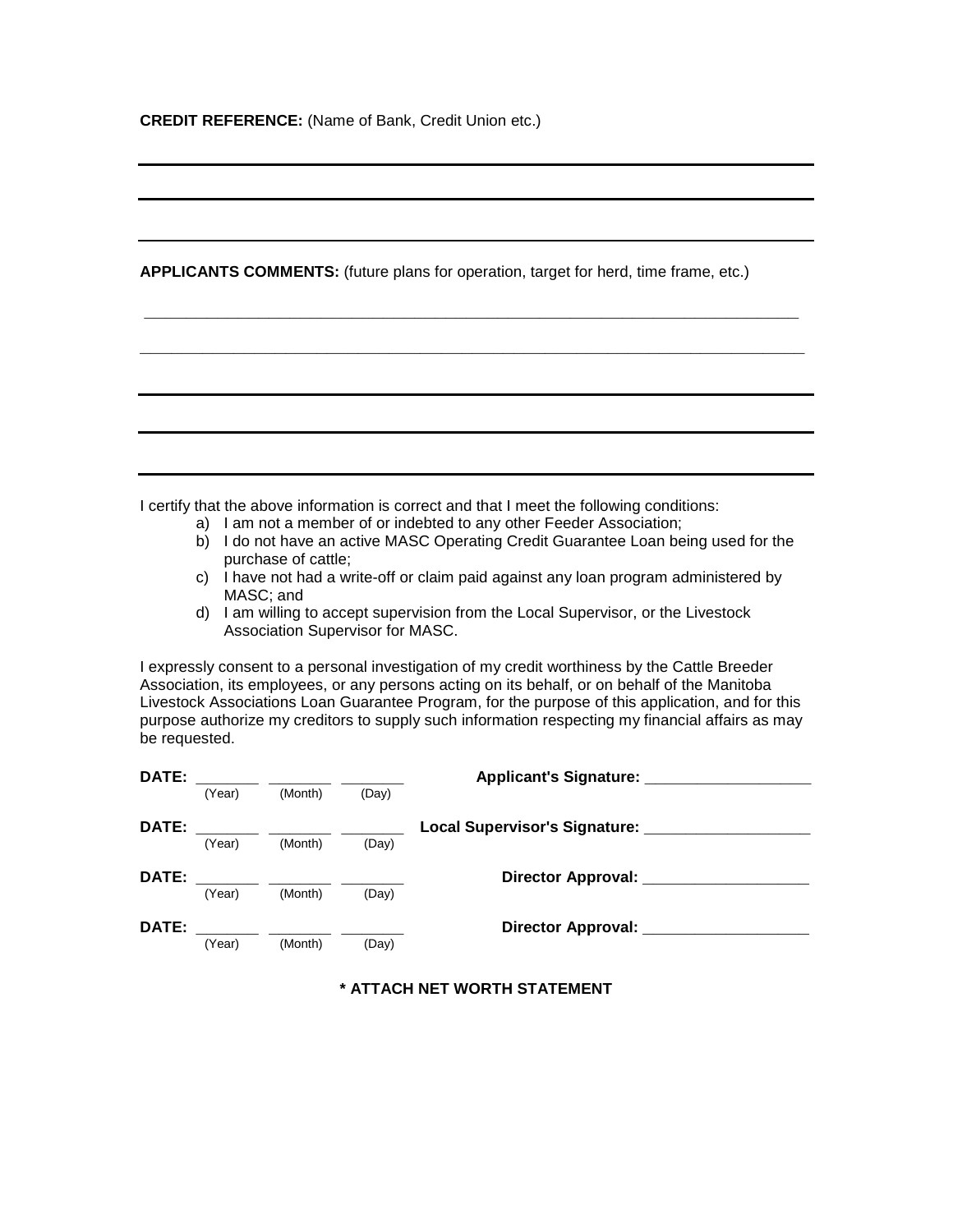**CREDIT REFERENCE:** (Name of Bank, Credit Union etc.)

**APPLICANTS COMMENTS:** (future plans for operation, target for herd, time frame, etc.)

I certify that the above information is correct and that I meet the following conditions:

a) I am not a member of or indebted to any other Feeder Association;
b) I do not have an active MASC Operating Credit Guarantee Loan being used for the purchase of cattle;
c) I have not had a write-off or claim paid against any loan program administered by MASC; and
d) I am willing to accept supervision from the Local Supervisor, or the Livestock Association Supervisor for MASC.

I expressly consent to a personal investigation of my credit worthiness by the Cattle Breeder Association, its employees, or any persons acting on its behalf, or on behalf of the Manitoba Livestock Associations Loan Guarantee Program, for the purpose of this application, and for this purpose authorize my creditors to supply such information respecting my financial affairs as may be requested.

**DATE:** _______ _______ _______ (Year) (Month) (Day) **Applicant's Signature:** ___________________

**DATE:** _______ _______ _______ (Year) (Month) (Day) **Local Supervisor's Signature:** ___________________

**DATE:** _______ _______ _______ (Year) (Month) (Day) **Director Approval:** ___________________

**DATE:** _______ _______ _______ (Year) (Month) (Day) **Director Approval:** ___________________

**\* ATTACH NET WORTH STATEMENT**